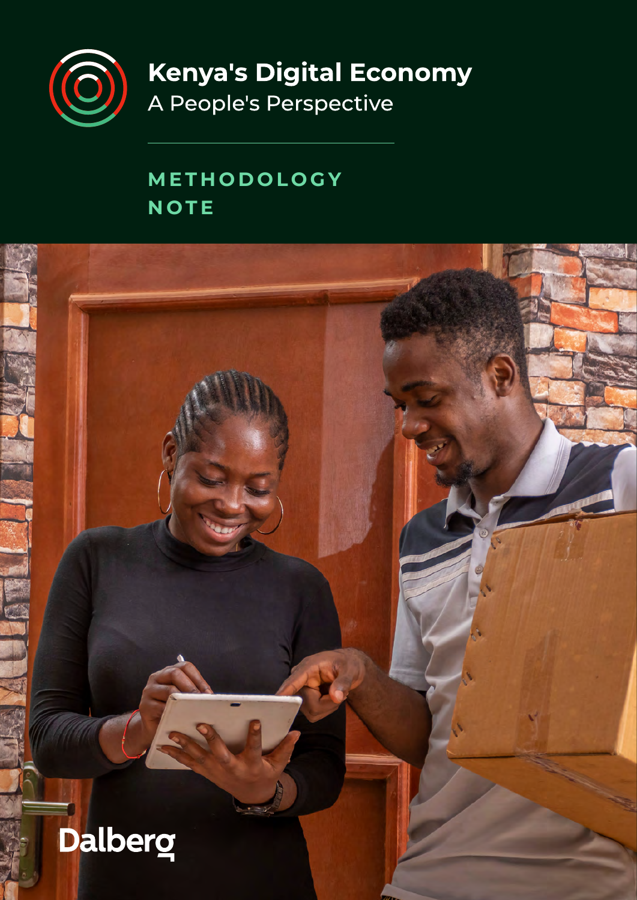# Kenya's Digital Economy

A People's Perspective

## METHODOLOGY NOTE

Dalberg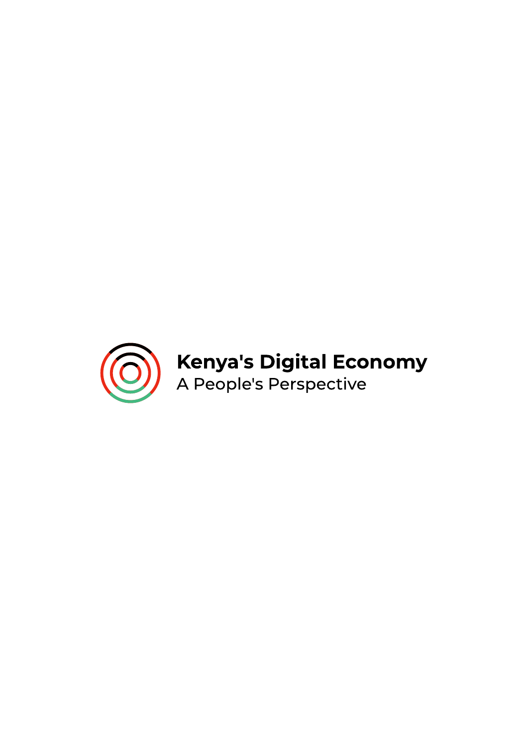# Kenya's Digital Economy

A People's Perspective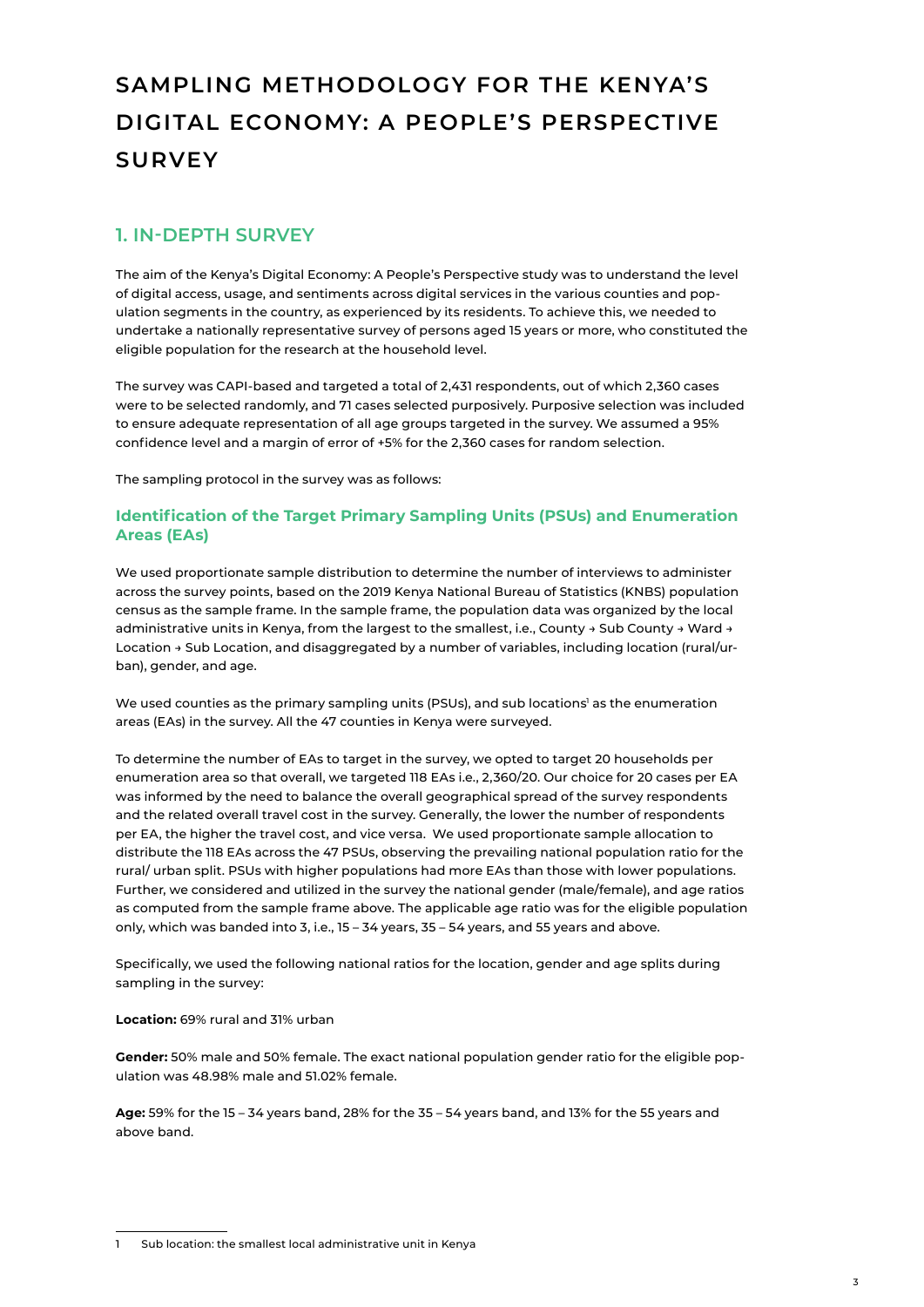# SAMPLING METHODOLOGY FOR THE KENYA'S DIGITAL ECONOMY: A PEOPLE'S PERSPECTIVE SURVEY

## 1. IN-DEPTH SURVEY

The aim of the Kenya's Digital Economy: A People's Perspective study was to understand the level of digital access, usage, and sentiments across digital services in the various counties and population segments in the country, as experienced by its residents. To achieve this, we needed to undertake a nationally representative survey of persons aged 15 years or more, who constituted the eligible population for the research at the household level.

The survey was CAPI-based and targeted a total of 2,431 respondents, out of which 2,360 cases were to be selected randomly, and 71 cases selected purposively. Purposive selection was included to ensure adequate representation of all age groups targeted in the survey. We assumed a 95% confidence level and a margin of error of +5% for the 2,360 cases for random selection.

The sampling protocol in the survey was as follows:

### Identification of the Target Primary Sampling Units (PSUs) and Enumeration Areas (EAs)

We used proportionate sample distribution to determine the number of interviews to administer across the survey points, based on the 2019 Kenya National Bureau of Statistics (KNBS) population census as the sample frame. In the sample frame, the population data was organized by the local administrative units in Kenya, from the largest to the smallest, i.e., County → Sub County → Ward → Location → Sub Location, and disaggregated by a number of variables, including location (rural/urban), gender, and age.

We used counties as the primary sampling units (PSUs), and sub locations[1] as the enumeration areas (EAs) in the survey. All the 47 counties in Kenya were surveyed.

To determine the number of EAs to target in the survey, we opted to target 20 households per enumeration area so that overall, we targeted 118 EAs i.e., 2,360/20. Our choice for 20 cases per EA was informed by the need to balance the overall geographical spread of the survey respondents and the related overall travel cost in the survey. Generally, the lower the number of respondents per EA, the higher the travel cost, and vice versa. We used proportionate sample allocation to distribute the 118 EAs across the 47 PSUs, observing the prevailing national population ratio for the rural/ urban split. PSUs with higher populations had more EAs than those with lower populations. Further, we considered and utilized in the survey the national gender (male/female), and age ratios as computed from the sample frame above. The applicable age ratio was for the eligible population only, which was banded into 3, i.e., 15 – 34 years, 35 – 54 years, and 55 years and above.

Specifically, we used the following national ratios for the location, gender and age splits during sampling in the survey:

**Location:** 69% rural and 31% urban

**Gender:** 50% male and 50% female. The exact national population gender ratio for the eligible population was 48.98% male and 51.02% female.

**Age:** 59% for the 15 – 34 years band, 28% for the 35 – 54 years band, and 13% for the 55 years and above band.

---

1 Sub location: the smallest local administrative unit in Kenya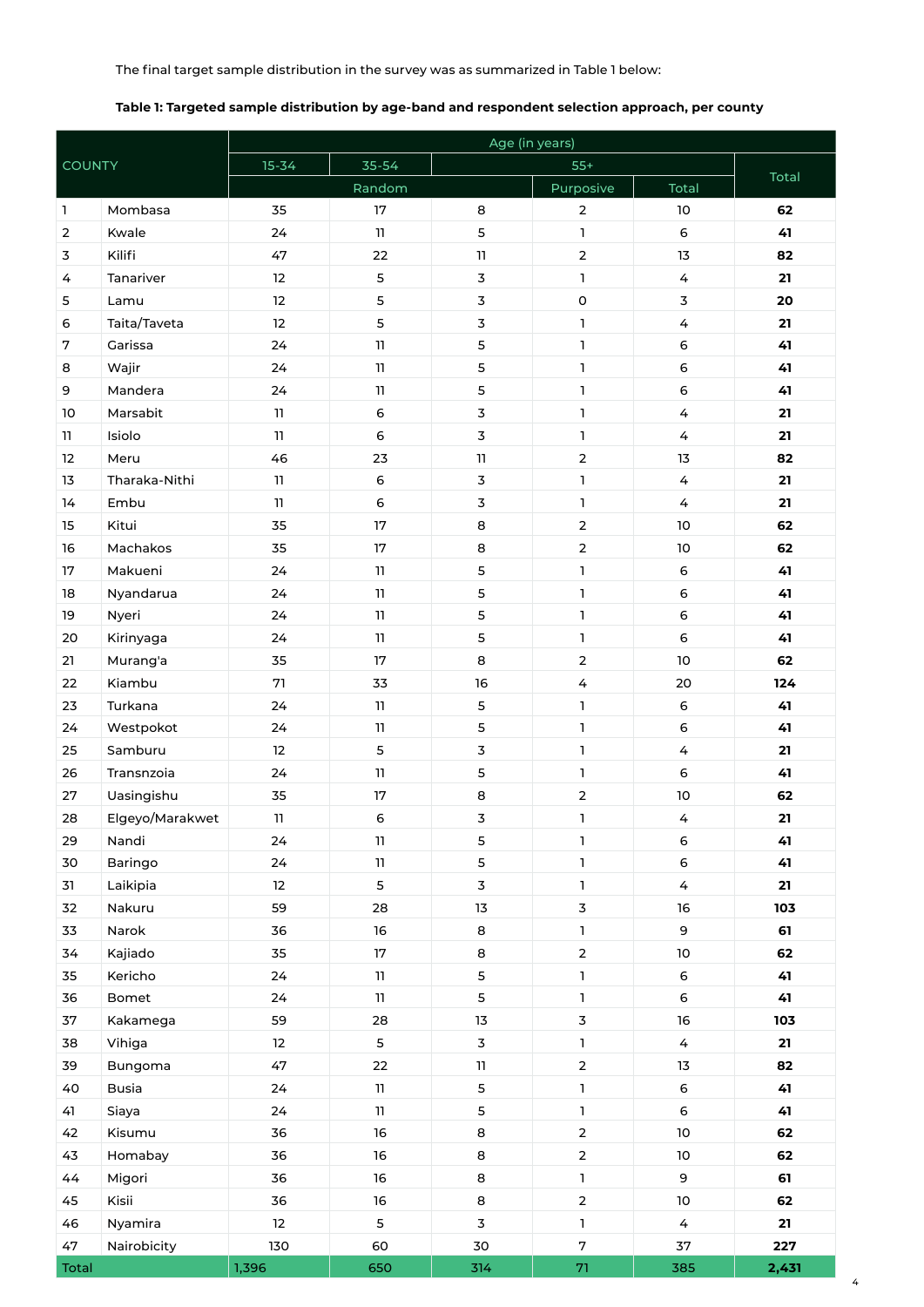The final target sample distribution in the survey was as summarized in Table 1 below:

**Table 1: Targeted sample distribution by age-band and respondent selection approach, per county**

| COUNTY | | Age (in years) | | | | | Total |
|---|---|---|---|---|---|---|---|
| | | 15-34 | 35-54 | 55+ | | | |
| | | Random | | | Purposive | Total | |
| 1 | Mombasa | 35 | 17 | 8 | 2 | 10 | **62** |
| 2 | Kwale | 24 | 11 | 5 | 1 | 6 | **41** |
| 3 | Kilifi | 47 | 22 | 11 | 2 | 13 | **82** |
| 4 | Tanariver | 12 | 5 | 3 | 1 | 4 | **21** |
| 5 | Lamu | 12 | 5 | 3 | 0 | 3 | **20** |
| 6 | Taita/Taveta | 12 | 5 | 3 | 1 | 4 | **21** |
| 7 | Garissa | 24 | 11 | 5 | 1 | 6 | **41** |
| 8 | Wajir | 24 | 11 | 5 | 1 | 6 | **41** |
| 9 | Mandera | 24 | 11 | 5 | 1 | 6 | **41** |
| 10 | Marsabit | 11 | 6 | 3 | 1 | 4 | **21** |
| 11 | Isiolo | 11 | 6 | 3 | 1 | 4 | **21** |
| 12 | Meru | 46 | 23 | 11 | 2 | 13 | **82** |
| 13 | Tharaka-Nithi | 11 | 6 | 3 | 1 | 4 | **21** |
| 14 | Embu | 11 | 6 | 3 | 1 | 4 | **21** |
| 15 | Kitui | 35 | 17 | 8 | 2 | 10 | **62** |
| 16 | Machakos | 35 | 17 | 8 | 2 | 10 | **62** |
| 17 | Makueni | 24 | 11 | 5 | 1 | 6 | **41** |
| 18 | Nyandarua | 24 | 11 | 5 | 1 | 6 | **41** |
| 19 | Nyeri | 24 | 11 | 5 | 1 | 6 | **41** |
| 20 | Kirinyaga | 24 | 11 | 5 | 1 | 6 | **41** |
| 21 | Murang'a | 35 | 17 | 8 | 2 | 10 | **62** |
| 22 | Kiambu | 71 | 33 | 16 | 4 | 20 | **124** |
| 23 | Turkana | 24 | 11 | 5 | 1 | 6 | **41** |
| 24 | Westpokot | 24 | 11 | 5 | 1 | 6 | **41** |
| 25 | Samburu | 12 | 5 | 3 | 1 | 4 | **21** |
| 26 | Transnzoia | 24 | 11 | 5 | 1 | 6 | **41** |
| 27 | Uasingishu | 35 | 17 | 8 | 2 | 10 | **62** |
| 28 | Elgeyo/Marakwet | 11 | 6 | 3 | 1 | 4 | **21** |
| 29 | Nandi | 24 | 11 | 5 | 1 | 6 | **41** |
| 30 | Baringo | 24 | 11 | 5 | 1 | 6 | **41** |
| 31 | Laikipia | 12 | 5 | 3 | 1 | 4 | **21** |
| 32 | Nakuru | 59 | 28 | 13 | 3 | 16 | **103** |
| 33 | Narok | 36 | 16 | 8 | 1 | 9 | **61** |
| 34 | Kajiado | 35 | 17 | 8 | 2 | 10 | **62** |
| 35 | Kericho | 24 | 11 | 5 | 1 | 6 | **41** |
| 36 | Bomet | 24 | 11 | 5 | 1 | 6 | **41** |
| 37 | Kakamega | 59 | 28 | 13 | 3 | 16 | **103** |
| 38 | Vihiga | 12 | 5 | 3 | 1 | 4 | **21** |
| 39 | Bungoma | 47 | 22 | 11 | 2 | 13 | **82** |
| 40 | Busia | 24 | 11 | 5 | 1 | 6 | **41** |
| 41 | Siaya | 24 | 11 | 5 | 1 | 6 | **41** |
| 42 | Kisumu | 36 | 16 | 8 | 2 | 10 | **62** |
| 43 | Homabay | 36 | 16 | 8 | 2 | 10 | **62** |
| 44 | Migori | 36 | 16 | 8 | 1 | 9 | **61** |
| 45 | Kisii | 36 | 16 | 8 | 2 | 10 | **62** |
| 46 | Nyamira | 12 | 5 | 3 | 1 | 4 | **21** |
| 47 | Nairobicity | 130 | 60 | 30 | 7 | 37 | **227** |
| Total | | 1,396 | 650 | 314 | 71 | 385 | **2,431** |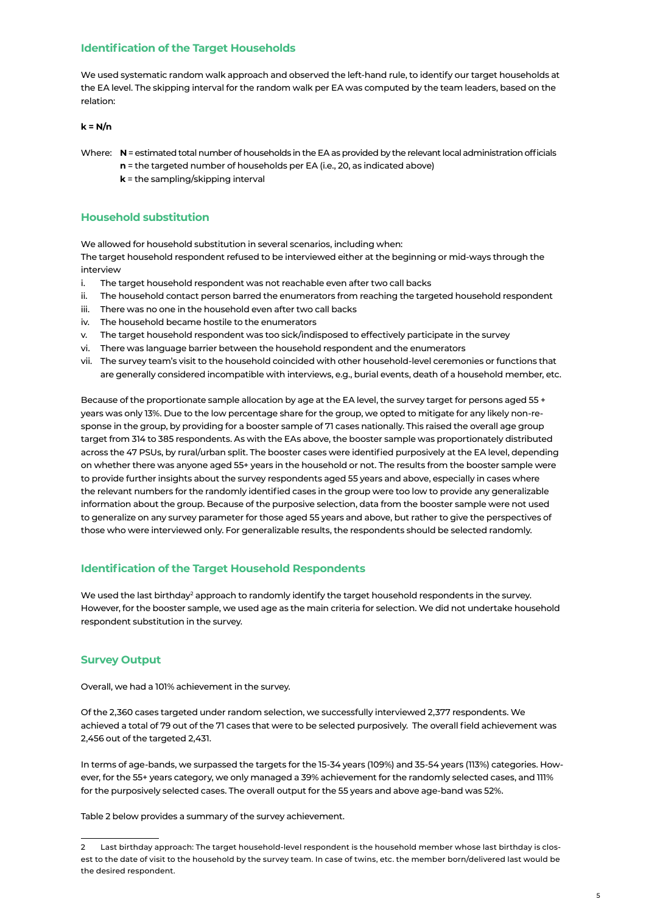## Identification of the Target Households

We used systematic random walk approach and observed the left-hand rule, to identify our target households at the EA level. The skipping interval for the random walk per EA was computed by the team leaders, based on the relation:

$$k = N/n$$

Where: **N** = estimated total number of households in the EA as provided by the relevant local administration officials
**n** = the targeted number of households per EA (i.e., 20, as indicated above)
**k** = the sampling/skipping interval

## Household substitution

We allowed for household substitution in several scenarios, including when:
The target household respondent refused to be interviewed either at the beginning or mid-ways through the interview

i. The target household respondent was not reachable even after two call backs
ii. The household contact person barred the enumerators from reaching the targeted household respondent
iii. There was no one in the household even after two call backs
iv. The household became hostile to the enumerators
v. The target household respondent was too sick/indisposed to effectively participate in the survey
vi. There was language barrier between the household respondent and the enumerators
vii. The survey team's visit to the household coincided with other household-level ceremonies or functions that are generally considered incompatible with interviews, e.g., burial events, death of a household member, etc.

Because of the proportionate sample allocation by age at the EA level, the survey target for persons aged 55 + years was only 13%. Due to the low percentage share for the group, we opted to mitigate for any likely non-response in the group, by providing for a booster sample of 71 cases nationally. This raised the overall age group target from 314 to 385 respondents. As with the EAs above, the booster sample was proportionately distributed across the 47 PSUs, by rural/urban split. The booster cases were identified purposively at the EA level, depending on whether there was anyone aged 55+ years in the household or not. The results from the booster sample were to provide further insights about the survey respondents aged 55 years and above, especially in cases where the relevant numbers for the randomly identified cases in the group were too low to provide any generalizable information about the group. Because of the purposive selection, data from the booster sample were not used to generalize on any survey parameter for those aged 55 years and above, but rather to give the perspectives of those who were interviewed only. For generalizable results, the respondents should be selected randomly.

## Identification of the Target Household Respondents

We used the last birthday[2] approach to randomly identify the target household respondents in the survey. However, for the booster sample, we used age as the main criteria for selection. We did not undertake household respondent substitution in the survey.

## Survey Output

Overall, we had a 101% achievement in the survey.

Of the 2,360 cases targeted under random selection, we successfully interviewed 2,377 respondents. We achieved a total of 79 out of the 71 cases that were to be selected purposively. The overall field achievement was 2,456 out of the targeted 2,431.

In terms of age-bands, we surpassed the targets for the 15-34 years (109%) and 35-54 years (113%) categories. However, for the 55+ years category, we only managed a 39% achievement for the randomly selected cases, and 111% for the purposively selected cases. The overall output for the 55 years and above age-band was 52%.

Table 2 below provides a summary of the survey achievement.

---

2 Last birthday approach: The target household-level respondent is the household member whose last birthday is closest to the date of visit to the household by the survey team. In case of twins, etc. the member born/delivered last would be the desired respondent.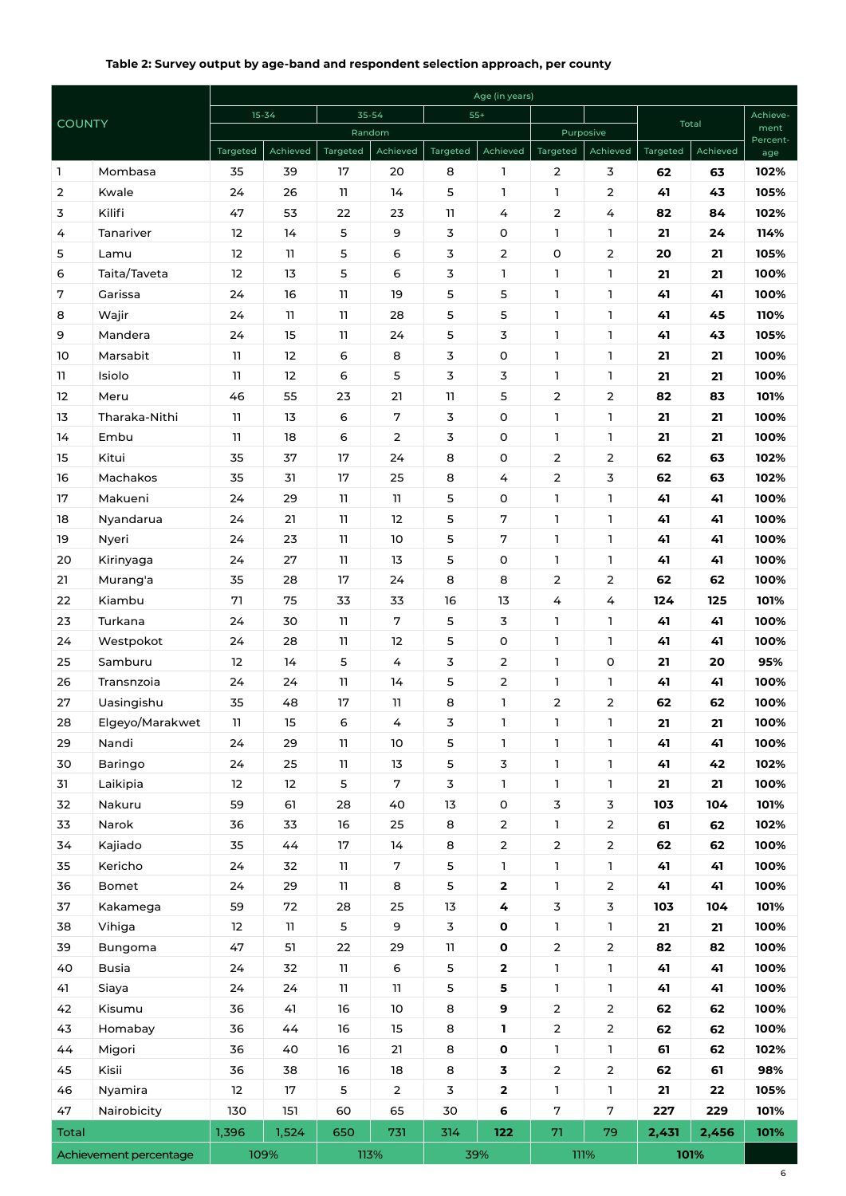**Table 2: Survey output by age-band and respondent selection approach, per county**

| COUNTY | | Age (in years) | | | | | | | | | | |
|---|---|---|---|---|---|---|---|---|---|---|---|---|
| | | 15-34 | | 35-54 | | 55+ | | | | Total | | Achievement Percentage |
| | | Random | | | | | | Purposive | | | | |
| | | Targeted | Achieved | Targeted | Achieved | Targeted | Achieved | Targeted | Achieved | Targeted | Achieved | |
| 1 | Mombasa | 35 | 39 | 17 | 20 | 8 | 1 | 2 | 3 | **62** | **63** | **102%** |
| 2 | Kwale | 24 | 26 | 11 | 14 | 5 | 1 | 1 | 2 | **41** | **43** | **105%** |
| 3 | Kilifi | 47 | 53 | 22 | 23 | 11 | 4 | 2 | 4 | **82** | **84** | **102%** |
| 4 | Tanariver | 12 | 14 | 5 | 9 | 3 | 0 | 1 | 1 | **21** | **24** | **114%** |
| 5 | Lamu | 12 | 11 | 5 | 6 | 3 | 2 | 0 | 2 | **20** | **21** | **105%** |
| 6 | Taita/Taveta | 12 | 13 | 5 | 6 | 3 | 1 | 1 | 1 | **21** | **21** | **100%** |
| 7 | Garissa | 24 | 16 | 11 | 19 | 5 | 5 | 1 | 1 | **41** | **41** | **100%** |
| 8 | Wajir | 24 | 11 | 11 | 28 | 5 | 5 | 1 | 1 | **41** | **45** | **110%** |
| 9 | Mandera | 24 | 15 | 11 | 24 | 5 | 3 | 1 | 1 | **41** | **43** | **105%** |
| 10 | Marsabit | 11 | 12 | 6 | 8 | 3 | 0 | 1 | 1 | **21** | **21** | **100%** |
| 11 | Isiolo | 11 | 12 | 6 | 5 | 3 | 3 | 1 | 1 | **21** | **21** | **100%** |
| 12 | Meru | 46 | 55 | 23 | 21 | 11 | 5 | 2 | 2 | **82** | **83** | **101%** |
| 13 | Tharaka-Nithi | 11 | 13 | 6 | 7 | 3 | 0 | 1 | 1 | **21** | **21** | **100%** |
| 14 | Embu | 11 | 18 | 6 | 2 | 3 | 0 | 1 | 1 | **21** | **21** | **100%** |
| 15 | Kitui | 35 | 37 | 17 | 24 | 8 | 0 | 2 | 2 | **62** | **63** | **102%** |
| 16 | Machakos | 35 | 31 | 17 | 25 | 8 | 4 | 2 | 3 | **62** | **63** | **102%** |
| 17 | Makueni | 24 | 29 | 11 | 11 | 5 | 0 | 1 | 1 | **41** | **41** | **100%** |
| 18 | Nyandarua | 24 | 21 | 11 | 12 | 5 | 7 | 1 | 1 | **41** | **41** | **100%** |
| 19 | Nyeri | 24 | 23 | 11 | 10 | 5 | 7 | 1 | 1 | **41** | **41** | **100%** |
| 20 | Kirinyaga | 24 | 27 | 11 | 13 | 5 | 0 | 1 | 1 | **41** | **41** | **100%** |
| 21 | Murang'a | 35 | 28 | 17 | 24 | 8 | 8 | 2 | 2 | **62** | **62** | **100%** |
| 22 | Kiambu | 71 | 75 | 33 | 33 | 16 | 13 | 4 | 4 | **124** | **125** | **101%** |
| 23 | Turkana | 24 | 30 | 11 | 7 | 5 | 3 | 1 | 1 | **41** | **41** | **100%** |
| 24 | Westpokot | 24 | 28 | 11 | 12 | 5 | 0 | 1 | 1 | **41** | **41** | **100%** |
| 25 | Samburu | 12 | 14 | 5 | 4 | 3 | 2 | 1 | 0 | **21** | **20** | **95%** |
| 26 | Transnzoia | 24 | 24 | 11 | 14 | 5 | 2 | 1 | 1 | **41** | **41** | **100%** |
| 27 | Uasingishu | 35 | 48 | 17 | 11 | 8 | 1 | 2 | 2 | **62** | **62** | **100%** |
| 28 | Elgeyo/Marakwet | 11 | 15 | 6 | 4 | 3 | 1 | 1 | 1 | **21** | **21** | **100%** |
| 29 | Nandi | 24 | 29 | 11 | 10 | 5 | 1 | 1 | 1 | **41** | **41** | **100%** |
| 30 | Baringo | 24 | 25 | 11 | 13 | 5 | 3 | 1 | 1 | **41** | **42** | **102%** |
| 31 | Laikipia | 12 | 12 | 5 | 7 | 3 | 1 | 1 | 1 | **21** | **21** | **100%** |
| 32 | Nakuru | 59 | 61 | 28 | 40 | 13 | 0 | 3 | 3 | **103** | **104** | **101%** |
| 33 | Narok | 36 | 33 | 16 | 25 | 8 | 2 | 1 | 2 | **61** | **62** | **102%** |
| 34 | Kajiado | 35 | 44 | 17 | 14 | 8 | 2 | 2 | 2 | **62** | **62** | **100%** |
| 35 | Kericho | 24 | 32 | 11 | 7 | 5 | 1 | 1 | 1 | **41** | **41** | **100%** |
| 36 | Bomet | 24 | 29 | 11 | 8 | 5 | **2** | 1 | 2 | **41** | **41** | **100%** |
| 37 | Kakamega | 59 | 72 | 28 | 25 | 13 | **4** | 3 | 3 | **103** | **104** | **101%** |
| 38 | Vihiga | 12 | 11 | 5 | 9 | 3 | **0** | 1 | 1 | **21** | **21** | **100%** |
| 39 | Bungoma | 47 | 51 | 22 | 29 | 11 | **0** | 2 | 2 | **82** | **82** | **100%** |
| 40 | Busia | 24 | 32 | 11 | 6 | 5 | **2** | 1 | 1 | **41** | **41** | **100%** |
| 41 | Siaya | 24 | 24 | 11 | 11 | 5 | **5** | 1 | 1 | **41** | **41** | **100%** |
| 42 | Kisumu | 36 | 41 | 16 | 10 | 8 | **9** | 2 | 2 | **62** | **62** | **100%** |
| 43 | Homabay | 36 | 44 | 16 | 15 | 8 | **1** | 2 | 2 | **62** | **62** | **100%** |
| 44 | Migori | 36 | 40 | 16 | 21 | 8 | **0** | 1 | 1 | **61** | **62** | **102%** |
| 45 | Kisii | 36 | 38 | 16 | 18 | 8 | **3** | 2 | 2 | **62** | **61** | **98%** |
| 46 | Nyamira | 12 | 17 | 5 | 2 | 3 | **2** | 1 | 1 | **21** | **22** | **105%** |
| 47 | Nairobicity | 130 | 151 | 60 | 65 | 30 | **6** | 7 | 7 | **227** | **229** | **101%** |
| Total | | 1,396 | 1,524 | 650 | 731 | 314 | **122** | 71 | 79 | **2,431** | **2,456** | **101%** |
| Achievement percentage | | 109% | | 113% | | 39% | | 111% | | 101% | | |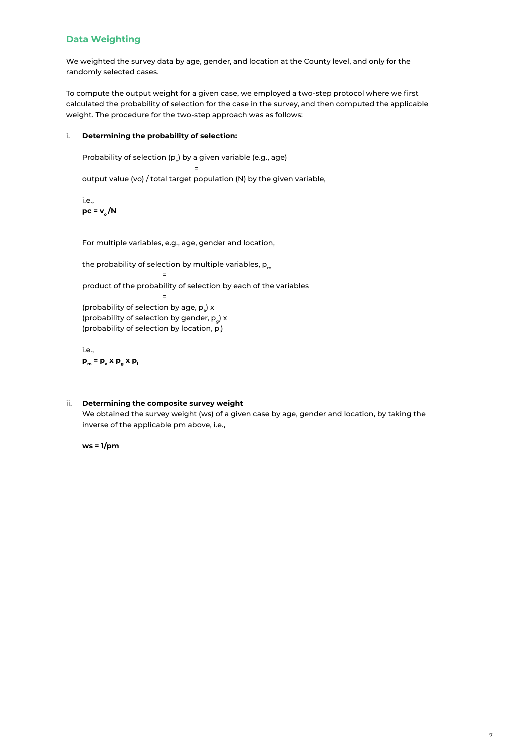## Data Weighting

We weighted the survey data by age, gender, and location at the County level, and only for the randomly selected cases.

To compute the output weight for a given case, we employed a two-step protocol where we first calculated the probability of selection for the case in the survey, and then computed the applicable weight. The procedure for the two-step approach was as follows:

i. **Determining the probability of selection:**

   Probability of selection ($p_c$) by a given variable (e.g., age)

   =

   output value (vo) / total target population (N) by the given variable,

   i.e.,

   $$p_c = v_o / N$$

   For multiple variables, e.g., age, gender and location,

   the probability of selection by multiple variables, $p_m$

   =

   product of the probability of selection by each of the variables

   =

   (probability of selection by age, $p_a$) x
   (probability of selection by gender, $p_g$) x
   (probability of selection by location, $p_l$)

   i.e.,

   $$p_m = p_a \times p_g \times p_l$$

ii. **Determining the composite survey weight**

   We obtained the survey weight (ws) of a given case by age, gender and location, by taking the inverse of the applicable pm above, i.e.,

   $$ws = 1/pm$$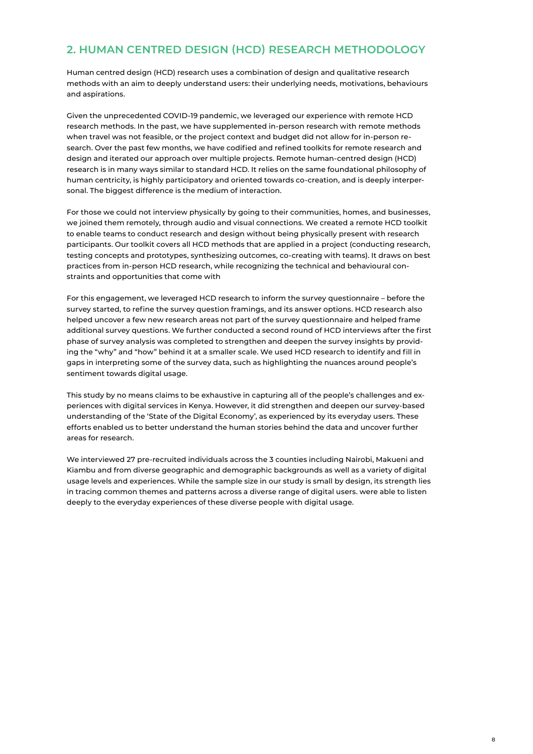## 2. HUMAN CENTRED DESIGN (HCD) RESEARCH METHODOLOGY

Human centred design (HCD) research uses a combination of design and qualitative research methods with an aim to deeply understand users: their underlying needs, motivations, behaviours and aspirations.

Given the unprecedented COVID-19 pandemic, we leveraged our experience with remote HCD research methods. In the past, we have supplemented in-person research with remote methods when travel was not feasible, or the project context and budget did not allow for in-person research. Over the past few months, we have codified and refined toolkits for remote research and design and iterated our approach over multiple projects. Remote human-centred design (HCD) research is in many ways similar to standard HCD. It relies on the same foundational philosophy of human centricity, is highly participatory and oriented towards co-creation, and is deeply interpersonal. The biggest difference is the medium of interaction.

For those we could not interview physically by going to their communities, homes, and businesses, we joined them remotely, through audio and visual connections. We created a remote HCD toolkit to enable teams to conduct research and design without being physically present with research participants. Our toolkit covers all HCD methods that are applied in a project (conducting research, testing concepts and prototypes, synthesizing outcomes, co-creating with teams). It draws on best practices from in-person HCD research, while recognizing the technical and behavioural constraints and opportunities that come with

For this engagement, we leveraged HCD research to inform the survey questionnaire – before the survey started, to refine the survey question framings, and its answer options. HCD research also helped uncover a few new research areas not part of the survey questionnaire and helped frame additional survey questions. We further conducted a second round of HCD interviews after the first phase of survey analysis was completed to strengthen and deepen the survey insights by providing the "why" and "how" behind it at a smaller scale. We used HCD research to identify and fill in gaps in interpreting some of the survey data, such as highlighting the nuances around people's sentiment towards digital usage.

This study by no means claims to be exhaustive in capturing all of the people's challenges and experiences with digital services in Kenya. However, it did strengthen and deepen our survey-based understanding of the 'State of the Digital Economy', as experienced by its everyday users. These efforts enabled us to better understand the human stories behind the data and uncover further areas for research.

We interviewed 27 pre-recruited individuals across the 3 counties including Nairobi, Makueni and Kiambu and from diverse geographic and demographic backgrounds as well as a variety of digital usage levels and experiences. While the sample size in our study is small by design, its strength lies in tracing common themes and patterns across a diverse range of digital users. were able to listen deeply to the everyday experiences of these diverse people with digital usage.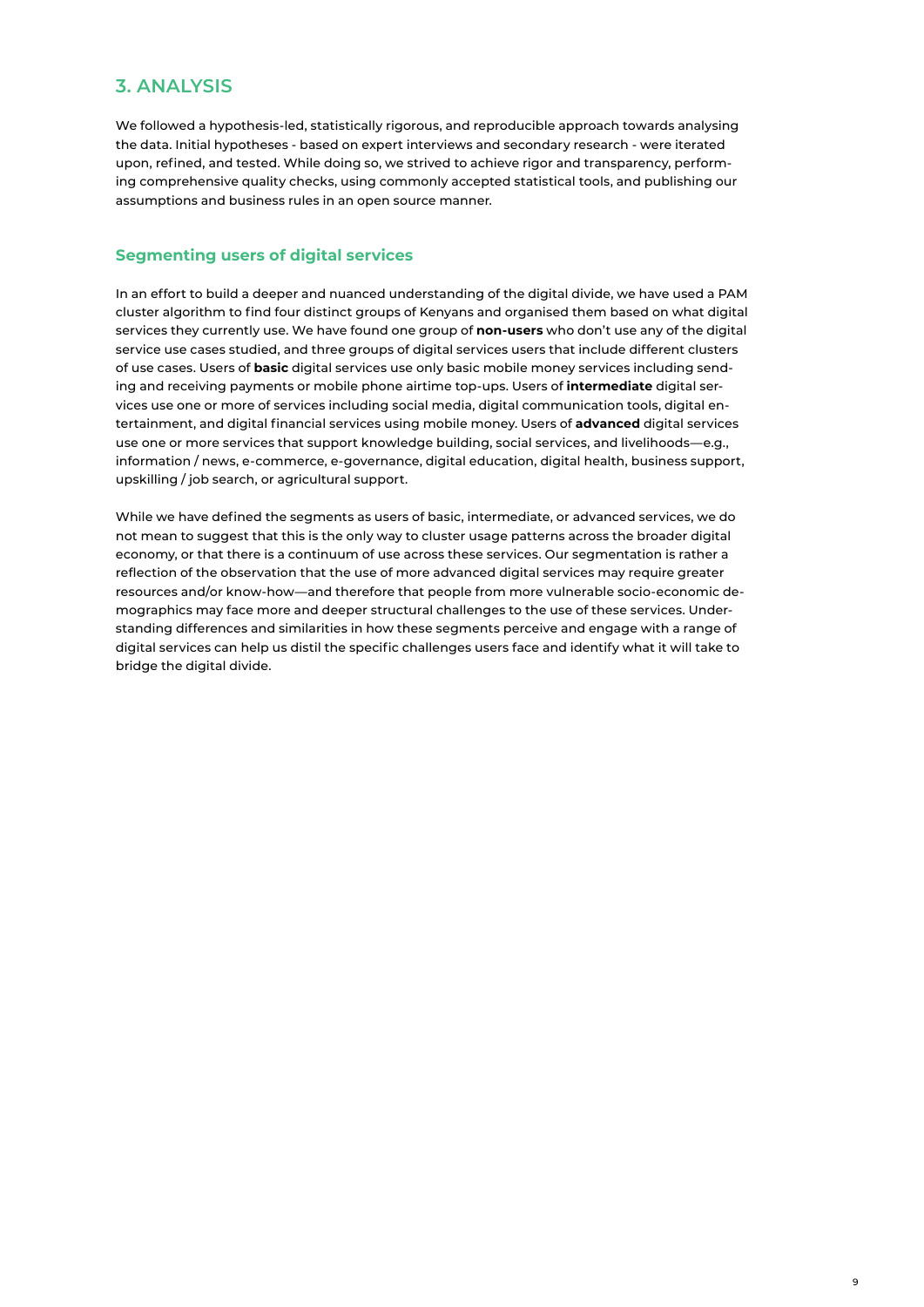## 3. ANALYSIS

We followed a hypothesis-led, statistically rigorous, and reproducible approach towards analysing the data. Initial hypotheses - based on expert interviews and secondary research - were iterated upon, refined, and tested. While doing so, we strived to achieve rigor and transparency, performing comprehensive quality checks, using commonly accepted statistical tools, and publishing our assumptions and business rules in an open source manner.

### Segmenting users of digital services

In an effort to build a deeper and nuanced understanding of the digital divide, we have used a PAM cluster algorithm to find four distinct groups of Kenyans and organised them based on what digital services they currently use. We have found one group of **non-users** who don't use any of the digital service use cases studied, and three groups of digital services users that include different clusters of use cases. Users of **basic** digital services use only basic mobile money services including sending and receiving payments or mobile phone airtime top-ups. Users of **intermediate** digital services use one or more of services including social media, digital communication tools, digital entertainment, and digital financial services using mobile money. Users of **advanced** digital services use one or more services that support knowledge building, social services, and livelihoods—e.g., information / news, e-commerce, e-governance, digital education, digital health, business support, upskilling / job search, or agricultural support.

While we have defined the segments as users of basic, intermediate, or advanced services, we do not mean to suggest that this is the only way to cluster usage patterns across the broader digital economy, or that there is a continuum of use across these services. Our segmentation is rather a reflection of the observation that the use of more advanced digital services may require greater resources and/or know-how—and therefore that people from more vulnerable socio-economic demographics may face more and deeper structural challenges to the use of these services. Understanding differences and similarities in how these segments perceive and engage with a range of digital services can help us distil the specific challenges users face and identify what it will take to bridge the digital divide.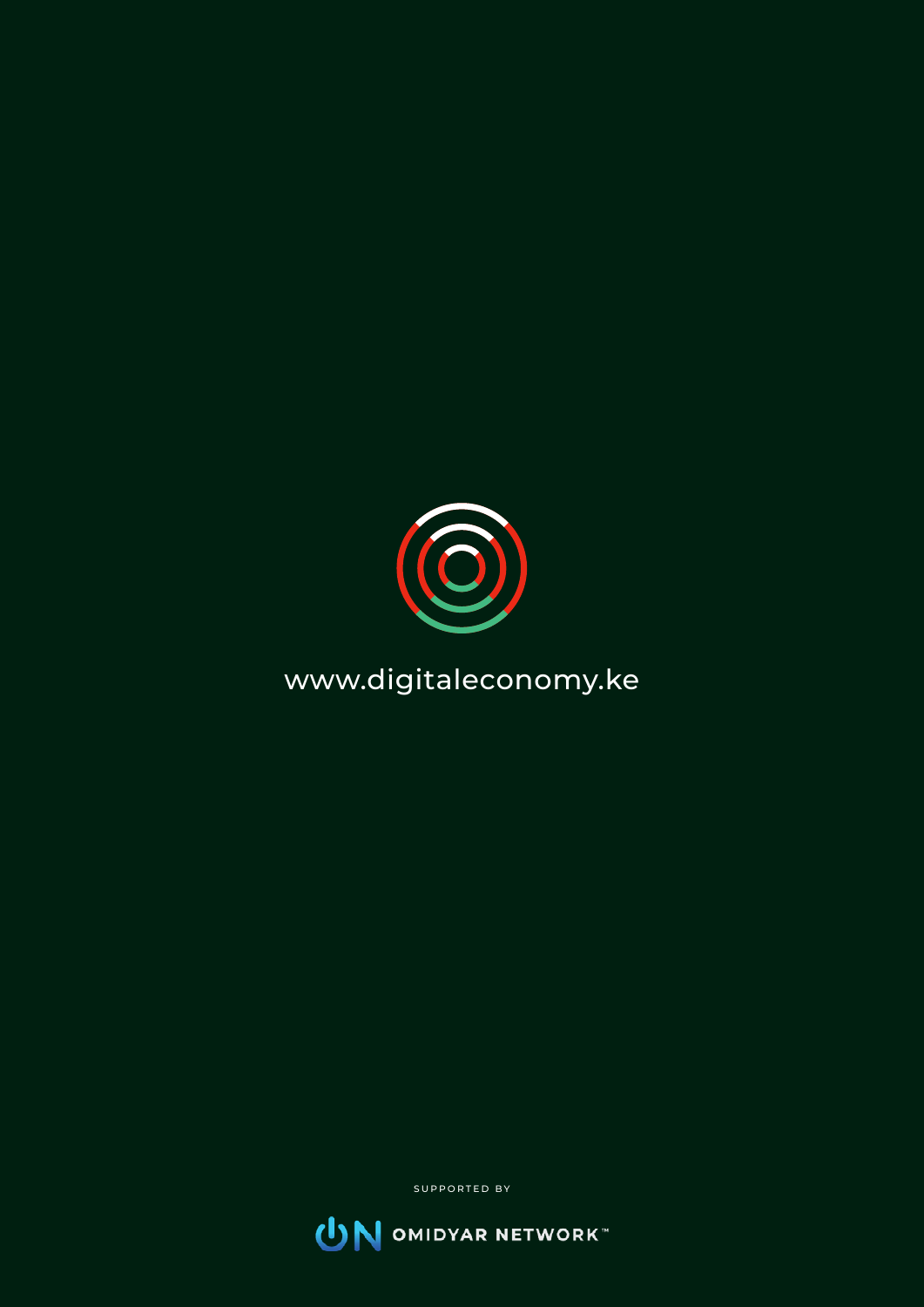www.digitaleconomy.ke

SUPPORTED BY

OMIDYAR NETWORK™